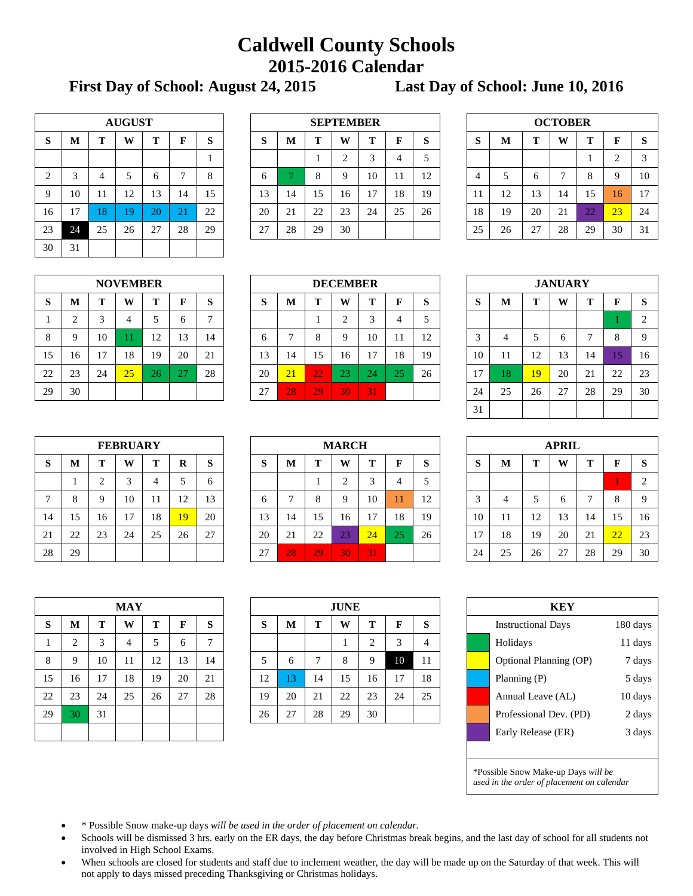# Caldwell County Schools
## 2015-2016 Calendar

**First Day of School: August 24, 2015** **Last Day of School: June 10, 2016**

| AUGUST | | | | | | |
|---|---|---|---|---|---|---|
| S | M | T | W | T | F | S |
| | | | | | | 1 |
| 2 | 3 | 4 | 5 | 6 | 7 | 8 |
| 9 | 10 | 11 | 12 | 13 | 14 | 15 |
| 16 | 17 | 18 | 19 | 20 | 21 | 22 |
| 23 | 24 | 25 | 26 | 27 | 28 | 29 |
| 30 | 31 | | | | | |

| SEPTEMBER | | | | | | |
|---|---|---|---|---|---|---|
| S | M | T | W | T | F | S |
| | | 1 | 2 | 3 | 4 | 5 |
| 6 | 7 | 8 | 9 | 10 | 11 | 12 |
| 13 | 14 | 15 | 16 | 17 | 18 | 19 |
| 20 | 21 | 22 | 23 | 24 | 25 | 26 |
| 27 | 28 | 29 | 30 | | | |

| OCTOBER | | | | | | |
|---|---|---|---|---|---|---|
| S | M | T | W | T | F | S |
| | | | | 1 | 2 | 3 |
| 4 | 5 | 6 | 7 | 8 | 9 | 10 |
| 11 | 12 | 13 | 14 | 15 | 16 | 17 |
| 18 | 19 | 20 | 21 | 22 | 23 | 24 |
| 25 | 26 | 27 | 28 | 29 | 30 | 31 |

| NOVEMBER | | | | | | |
|---|---|---|---|---|---|---|
| S | M | T | W | T | F | S |
| 1 | 2 | 3 | 4 | 5 | 6 | 7 |
| 8 | 9 | 10 | 11 | 12 | 13 | 14 |
| 15 | 16 | 17 | 18 | 19 | 20 | 21 |
| 22 | 23 | 24 | 25 | 26 | 27 | 28 |
| 29 | 30 | | | | | |

| DECEMBER | | | | | | |
|---|---|---|---|---|---|---|
| S | M | T | W | T | F | S |
| | | 1 | 2 | 3 | 4 | 5 |
| 6 | 7 | 8 | 9 | 10 | 11 | 12 |
| 13 | 14 | 15 | 16 | 17 | 18 | 19 |
| 20 | 21 | 22 | 23 | 24 | 25 | 26 |
| 27 | 28 | 29 | 30 | 31 | | |

| JANUARY | | | | | | |
|---|---|---|---|---|---|---|
| S | M | T | W | T | F | S |
| | | | | | 1 | 2 |
| 3 | 4 | 5 | 6 | 7 | 8 | 9 |
| 10 | 11 | 12 | 13 | 14 | 15 | 16 |
| 17 | 18 | 19 | 20 | 21 | 22 | 23 |
| 24 | 25 | 26 | 27 | 28 | 29 | 30 |
| 31 | | | | | | |

| FEBRUARY | | | | | | |
|---|---|---|---|---|---|---|
| S | M | T | W | T | R | S |
| | 1 | 2 | 3 | 4 | 5 | 6 |
| 7 | 8 | 9 | 10 | 11 | 12 | 13 |
| 14 | 15 | 16 | 17 | 18 | 19 | 20 |
| 21 | 22 | 23 | 24 | 25 | 26 | 27 |
| 28 | 29 | | | | | |

| MARCH | | | | | | |
|---|---|---|---|---|---|---|
| S | M | T | W | T | F | S |
| | | 1 | 2 | 3 | 4 | 5 |
| 6 | 7 | 8 | 9 | 10 | 11 | 12 |
| 13 | 14 | 15 | 16 | 17 | 18 | 19 |
| 20 | 21 | 22 | 23 | 24 | 25 | 26 |
| 27 | 28 | 29 | 30 | 31 | | |

| APRIL | | | | | | |
|---|---|---|---|---|---|---|
| S | M | T | W | T | F | S |
| | | | | | 1 | 2 |
| 3 | 4 | 5 | 6 | 7 | 8 | 9 |
| 10 | 11 | 12 | 13 | 14 | 15 | 16 |
| 17 | 18 | 19 | 20 | 21 | 22 | 23 |
| 24 | 25 | 26 | 27 | 28 | 29 | 30 |

| MAY | | | | | | |
|---|---|---|---|---|---|---|
| S | M | T | W | T | F | S |
| 1 | 2 | 3 | 4 | 5 | 6 | 7 |
| 8 | 9 | 10 | 11 | 12 | 13 | 14 |
| 15 | 16 | 17 | 18 | 19 | 20 | 21 |
| 22 | 23 | 24 | 25 | 26 | 27 | 28 |
| 29 | 30 | 31 | | | | |

| JUNE | | | | | | |
|---|---|---|---|---|---|---|
| S | M | T | W | T | F | S |
| | | | 1 | 2 | 3 | 4 |
| 5 | 6 | 7 | 8 | 9 | 10 | 11 |
| 12 | 13 | 14 | 15 | 16 | 17 | 18 |
| 19 | 20 | 21 | 22 | 23 | 24 | 25 |
| 26 | 27 | 28 | 29 | 30 | | |

| KEY | |
|---|---|
| Instructional Days | 180 days |
| Holidays | 11 days |
| Optional Planning (OP) | 7 days |
| Planning (P) | 5 days |
| Annual Leave (AL) | 10 days |
| Professional Dev. (PD) | 2 days |
| Early Release (ER) | 3 days |

*Possible Snow Make-up Days *will be used in the order of placement on calendar*

- * Possible Snow make-up days *will be used in the order of placement on calendar.*
- Schools will be dismissed 3 hrs. early on the ER days, the day before Christmas break begins, and the last day of school for all students not involved in High School Exams.
- When schools are closed for students and staff due to inclement weather, the day will be made up on the Saturday of that week. This will not apply to days missed preceding Thanksgiving or Christmas holidays.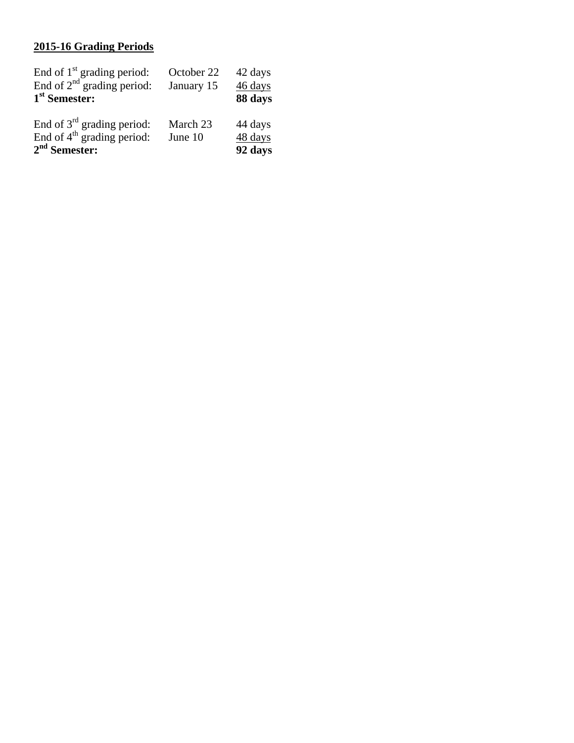**2015-16 Grading Periods**

| | | |
|---|---|---|
| End of 1st grading period: | October 22 | 42 days |
| End of 2nd grading period: | January 15 | 46 days |
| **1st Semester:** | | **88 days** |
| | | |
| End of 3rd grading period: | March 23 | 44 days |
| End of 4th grading period: | June 10 | 48 days |
| **2nd Semester:** | | **92 days** |